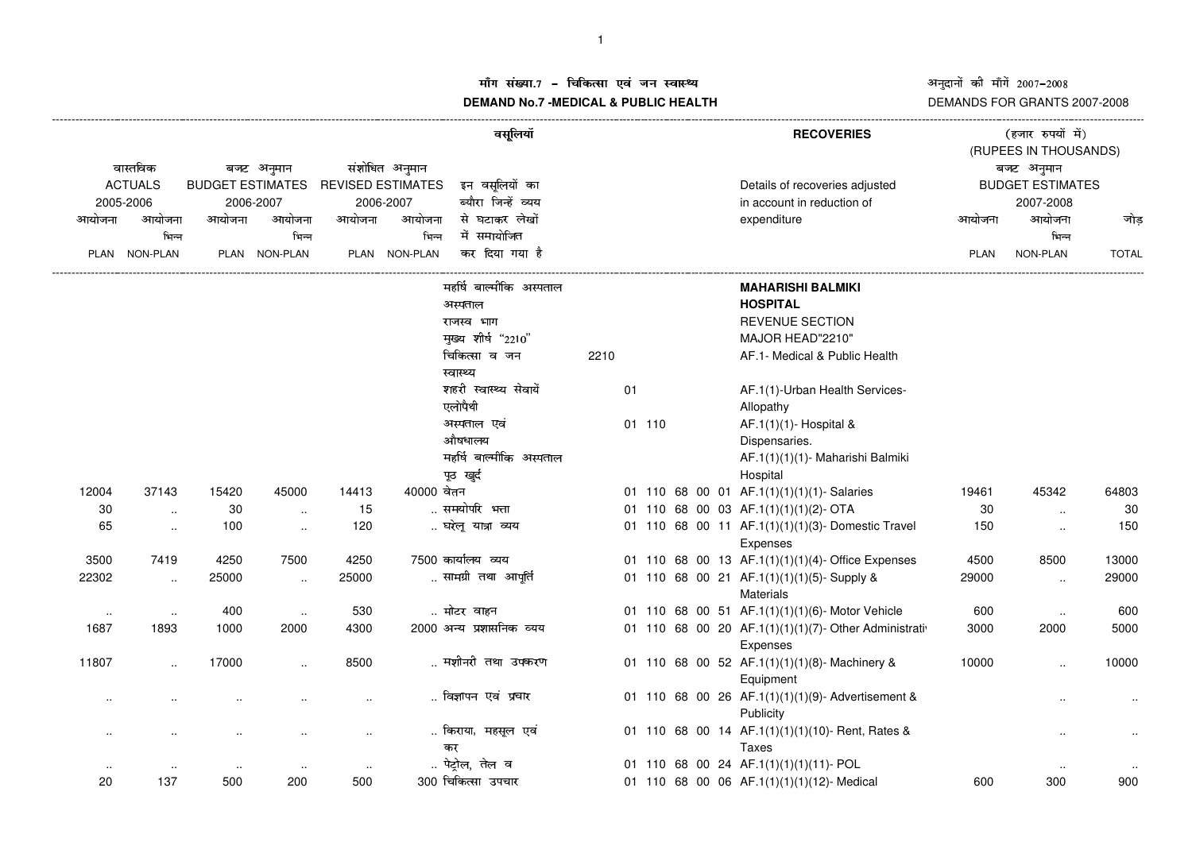# माँग संख्या.7 - चिकित्सा एवं जन स्वास्थ्य

# DEMAND No.7 -MEDICAL & PUBLIC HEALTH

अनुदानों की माँगें 2007-2008

DEMANDS FOR GRANTS 2007-2008

वसूलियां / RECOVERIES

(हजार रुपयों में) (RUPEES IN THOUSANDS)

| वास्तविक ACTUALS 2005-2006 | | बजट अनुमान BUDGET ESTIMATES 2006-2007 | | संशोधित अनुमान REVISED ESTIMATES 2006-2007 | | इन वसूलियों का ब्यौरा जिन्हें व्यय से घटाकर लेखों में समायोजित कर दिया गया है | | Details of recoveries adjusted in account in reduction of expenditure | बजट अनुमान BUDGET ESTIMATES 2007-2008 | | |
|---|---|---|---|---|---|---|---|---|---|---|---|
| आयोजना PLAN | आयोजना भिन्न NON-PLAN | आयोजना PLAN | आयोजना भिन्न NON-PLAN | आयोजना PLAN | आयोजना भिन्न NON-PLAN | | | | आयोजना PLAN | आयोजना भिन्न NON-PLAN | जोड़ TOTAL |
| | | | | | | महर्षि बाल्मीकि अस्पताल अस्पताल | | MAHARISHI BALMIKI HOSPITAL | | | |
| | | | | | | राजस्व भाग | | REVENUE SECTION | | | |
| | | | | | | मुख्य शीर्ष "2210" | | MAJOR HEAD"2210" | | | |
| | | | | | | चिकित्सा व जन स्वास्थ्य | 2210 | AF.1- Medical & Public Health | | | |
| | | | | | | शहरी स्वास्थ्य सेवायें एलोपैथी | 01 | AF.1(1)-Urban Health Services-Allopathy | | | |
| | | | | | | अस्पताल एवं औषधालय | 01 110 | AF.1(1)(1)- Hospital & Dispensaries. | | | |
| | | | | | | महर्षि बाल्मीकि अस्पताल पूठ खुर्द | | AF.1(1)(1)(1)- Maharishi Balmiki Hospital | | | |
| 12004 | 37143 | 15420 | 45000 | 14413 | 40000 | वेतन | 01 110 68 00 01 | AF.1(1)(1)(1)(1)- Salaries | 19461 | 45342 | 64803 |
| 30 | .. | 30 | .. | 15 | .. | समयोपरि भत्ता | 01 110 68 00 03 | AF.1(1)(1)(1)(2)- OTA | 30 | .. | 30 |
| 65 | .. | 100 | .. | 120 | .. | घरेलू यात्रा व्यय | 01 110 68 00 11 | AF.1(1)(1)(1)(3)- Domestic Travel Expenses | 150 | .. | 150 |
| 3500 | 7419 | 4250 | 7500 | 4250 | 7500 | कार्यालय व्यय | 01 110 68 00 13 | AF.1(1)(1)(1)(4)- Office Expenses | 4500 | 8500 | 13000 |
| 22302 | .. | 25000 | .. | 25000 | .. | सामग्री तथा आपूर्ति | 01 110 68 00 21 | AF.1(1)(1)(1)(5)- Supply & Materials | 29000 | .. | 29000 |
| .. | .. | 400 | .. | 530 | .. | मोटर वाहन | 01 110 68 00 51 | AF.1(1)(1)(1)(6)- Motor Vehicle | 600 | .. | 600 |
| 1687 | 1893 | 1000 | 2000 | 4300 | 2000 | अन्य प्रशासनिक व्यय | 01 110 68 00 20 | AF.1(1)(1)(1)(7)- Other Administrativ Expenses | 3000 | 2000 | 5000 |
| 11807 | .. | 17000 | .. | 8500 | .. | मशीनरी तथा उपकरण | 01 110 68 00 52 | AF.1(1)(1)(1)(8)- Machinery & Equipment | 10000 | .. | 10000 |
| .. | .. | .. | .. | .. | .. | विज्ञापन एवं प्रचार | 01 110 68 00 26 | AF.1(1)(1)(1)(9)- Advertisement & Publicity | | .. | .. |
| .. | .. | .. | .. | .. | .. | किराया, महसूल एवं कर | 01 110 68 00 14 | AF.1(1)(1)(1)(10)- Rent, Rates & Taxes | | .. | .. |
| .. | .. | .. | .. | .. | .. | पेट्रोल, तेल व | 01 110 68 00 24 | AF.1(1)(1)(1)(11)- POL | | .. | .. |
| 20 | 137 | 500 | 200 | 500 | 300 | चिकित्सा उपचार | 01 110 68 00 06 | AF.1(1)(1)(1)(12)- Medical | 600 | 300 | 900 |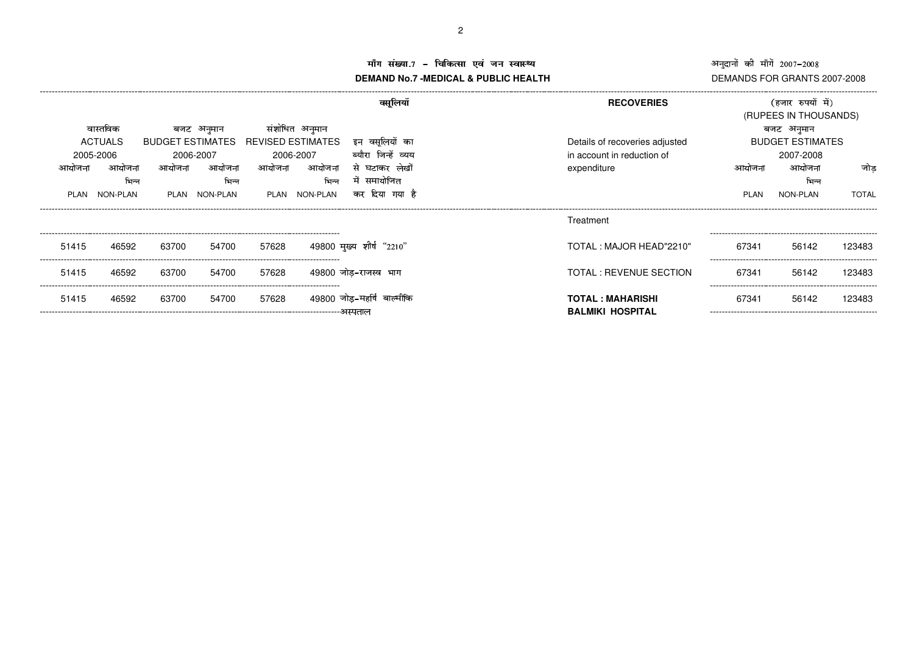माँग संख्या.7 – चिकित्सा एवं जन स्वास्थ्य

**DEMAND No.7 -MEDICAL & PUBLIC HEALTH**

अनुदानों की माँगें 2007–2008

DEMANDS FOR GRANTS 2007-2008

वसूलियाँ

**RECOVERIES**

(हजार रुपयों में)
(RUPEES IN THOUSANDS)

| वास्तविक ACTUALS 2005-2006 | | बजट अनुमान BUDGET ESTIMATES 2006-2007 | | संशोधित अनुमान REVISED ESTIMATES 2006-2007 | | इन वसूलियों का ब्यौरा जिन्हें व्यय से घटाकर लेखों में समायोजित कर दिया गया है | Details of recoveries adjusted in account in reduction of expenditure | बजट अनुमान BUDGET ESTIMATES 2007-2008 | | |
|---|---|---|---|---|---|---|---|---|---|---|
| आयोजना PLAN | आयोजना भिन्न NON-PLAN | आयोजना PLAN | आयोजना भिन्न NON-PLAN | आयोजना PLAN | आयोजना भिन्न NON-PLAN | | | आयोजना PLAN | आयोजना भिन्न NON-PLAN | जोड़ TOTAL |
| | | | | | | | Treatment | | | |
| 51415 | 46592 | 63700 | 54700 | 57628 | 49800 | मुख्य शीर्ष "2210" | TOTAL : MAJOR HEAD"2210" | 67341 | 56142 | 123483 |
| 51415 | 46592 | 63700 | 54700 | 57628 | 49800 | जोड़–राजस्व भाग | TOTAL : REVENUE SECTION | 67341 | 56142 | 123483 |
| 51415 | 46592 | 63700 | 54700 | 57628 | 49800 | जोड़–महर्षि बाल्मीकि अस्पताल | **TOTAL : MAHARISHI BALMIKI HOSPITAL** | 67341 | 56142 | 123483 |